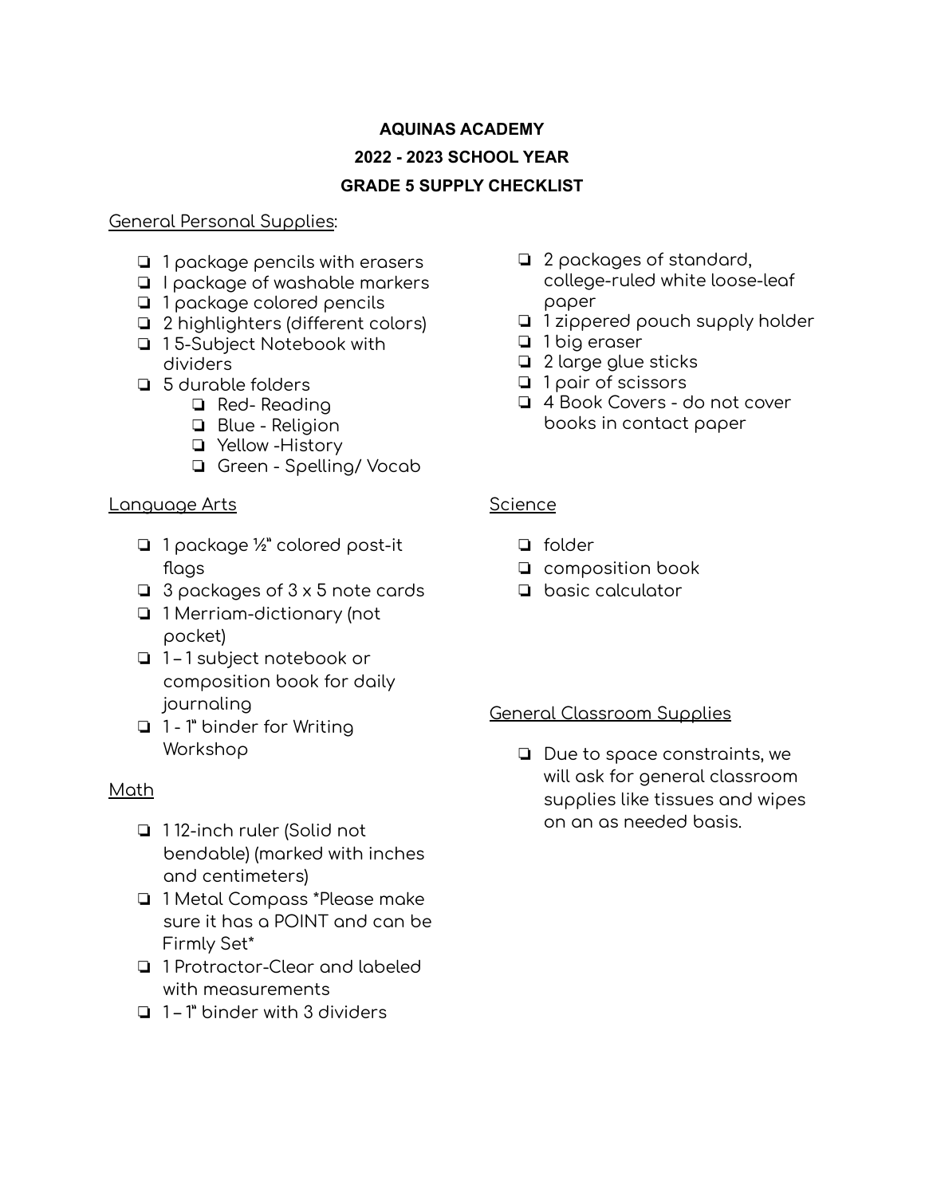# AQUINAS ACADEMY
## 2022 - 2023 SCHOOL YEAR
## GRADE 5 SUPPLY CHECKLIST

General Personal Supplies:

- ❏ 1 package pencils with erasers
- ❏ I package of washable markers
- ❏ 1 package colored pencils
- ❏ 2 highlighters (different colors)
- ❏ 1 5-Subject Notebook with dividers
- ❏ 5 durable folders
  - ❏ Red- Reading
  - ❏ Blue - Religion
  - ❏ Yellow -History
  - ❏ Green - Spelling/ Vocab
- ❏ 2 packages of standard, college-ruled white loose-leaf paper
- ❏ 1 zippered pouch supply holder
- ❏ 1 big eraser
- ❏ 2 large glue sticks
- ❏ 1 pair of scissors
- ❏ 4 Book Covers - do not cover books in contact paper

Language Arts

- ❏ 1 package ½" colored post-it flags
- ❏ 3 packages of 3 x 5 note cards
- ❏ 1 Merriam-dictionary (not pocket)
- ❏ 1 – 1 subject notebook or composition book for daily journaling
- ❏ 1 - 1" binder for Writing Workshop

Math

- ❏ 1 12-inch ruler (Solid not bendable) (marked with inches and centimeters)
- ❏ 1 Metal Compass *Please make sure it has a POINT and can be Firmly Set*
- ❏ 1 Protractor-Clear and labeled with measurements
- ❏ 1 – 1" binder with 3 dividers

Science

- ❏ folder
- ❏ composition book
- ❏ basic calculator

General Classroom Supplies

- ❏ Due to space constraints, we will ask for general classroom supplies like tissues and wipes on an as needed basis.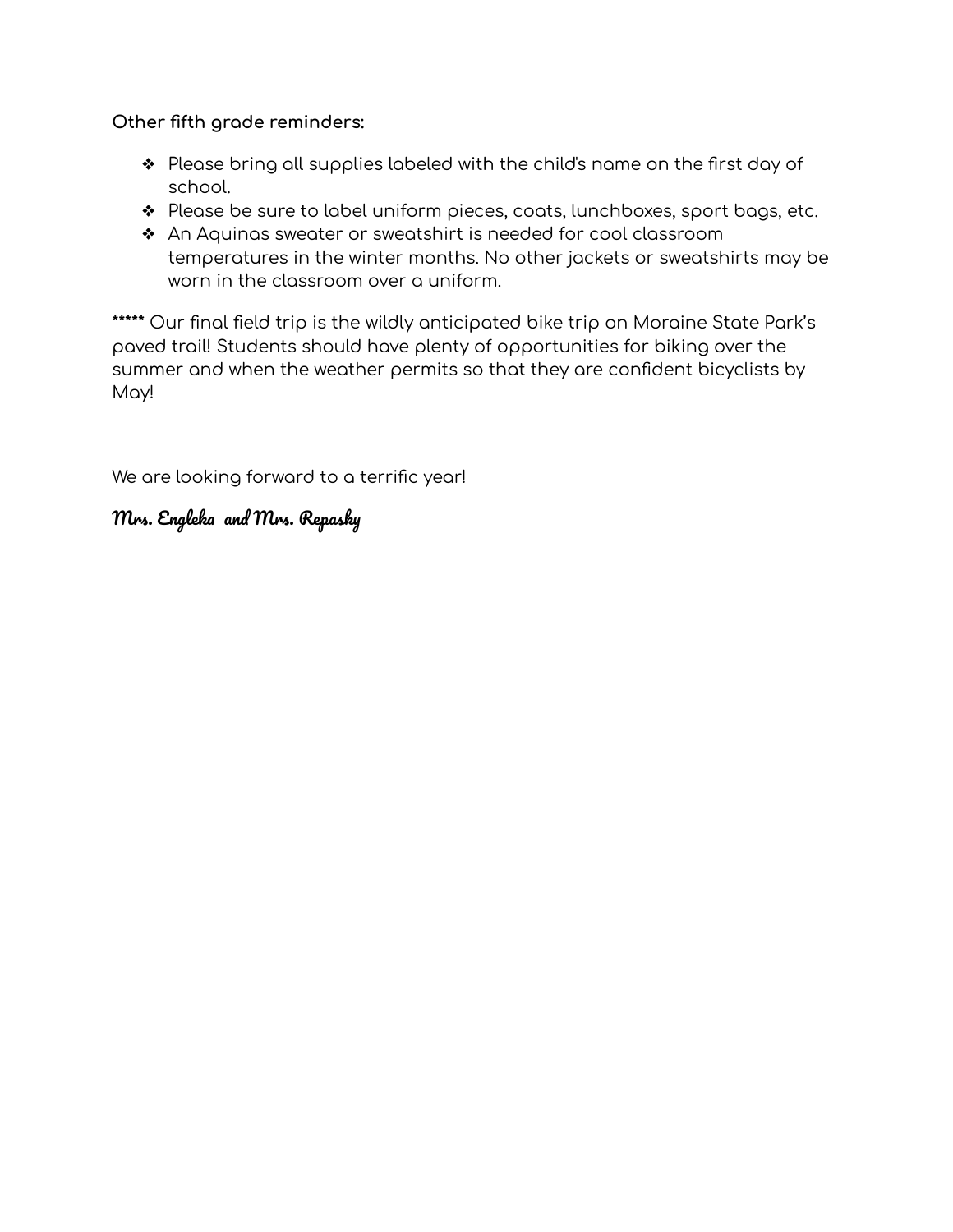**Other fifth grade reminders:**

- Please bring all supplies labeled with the child's name on the first day of school.
- Please be sure to label uniform pieces, coats, lunchboxes, sport bags, etc.
- An Aquinas sweater or sweatshirt is needed for cool classroom temperatures in the winter months. No other jackets or sweatshirts may be worn in the classroom over a uniform.

**\*\*\*\*\*** Our final field trip is the wildly anticipated bike trip on Moraine State Park's paved trail! Students should have plenty of opportunities for biking over the summer and when the weather permits so that they are confident bicyclists by May!

We are looking forward to a terrific year!

**Mrs. Engleka and Mrs. Repasky**